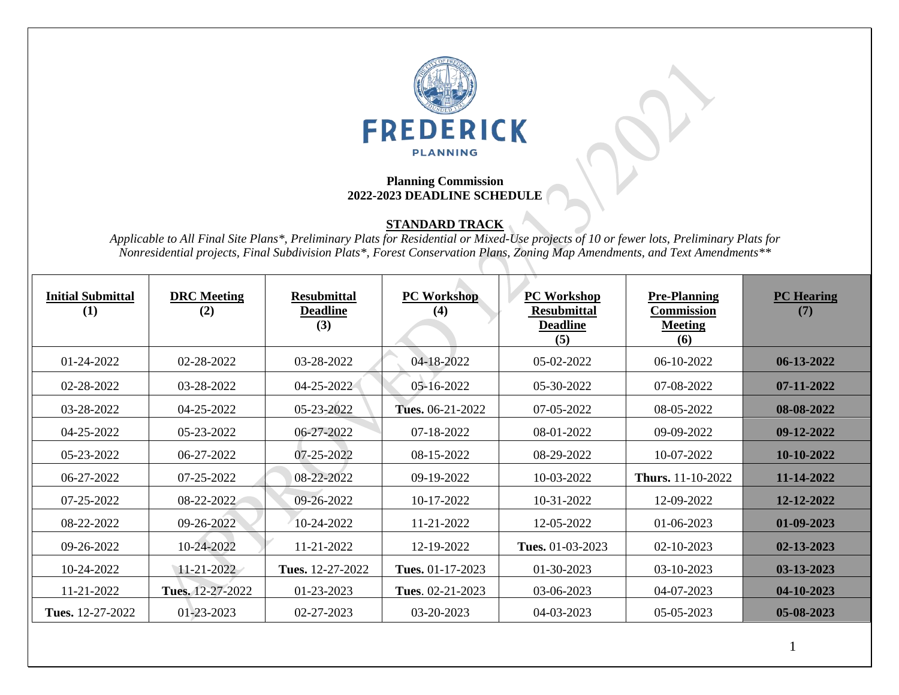FREDERICK

PLANNING

**Planning Commission**
**2022-2023 DEADLINE SCHEDULE**

**STANDARD TRACK**

*Applicable to All Final Site Plans\*, Preliminary Plats for Residential or Mixed-Use projects of 10 or fewer lots, Preliminary Plats for Nonresidential projects, Final Subdivision Plats\*, Forest Conservation Plans, Zoning Map Amendments, and Text Amendments\*\**

| Initial Submittal (1) | DRC Meeting (2) | Resubmittal Deadline (3) | PC Workshop (4) | PC Workshop Resubmittal Deadline (5) | Pre-Planning Commission Meeting (6) | PC Hearing (7) |
|---|---|---|---|---|---|---|
| 01-24-2022 | 02-28-2022 | 03-28-2022 | 04-18-2022 | 05-02-2022 | 06-10-2022 | **06-13-2022** |
| 02-28-2022 | 03-28-2022 | 04-25-2022 | 05-16-2022 | 05-30-2022 | 07-08-2022 | **07-11-2022** |
| 03-28-2022 | 04-25-2022 | 05-23-2022 | **Tues.** 06-21-2022 | 07-05-2022 | 08-05-2022 | **08-08-2022** |
| 04-25-2022 | 05-23-2022 | 06-27-2022 | 07-18-2022 | 08-01-2022 | 09-09-2022 | **09-12-2022** |
| 05-23-2022 | 06-27-2022 | 07-25-2022 | 08-15-2022 | 08-29-2022 | 10-07-2022 | **10-10-2022** |
| 06-27-2022 | 07-25-2022 | 08-22-2022 | 09-19-2022 | 10-03-2022 | **Thurs.** 11-10-2022 | **11-14-2022** |
| 07-25-2022 | 08-22-2022 | 09-26-2022 | 10-17-2022 | 10-31-2022 | 12-09-2022 | **12-12-2022** |
| 08-22-2022 | 09-26-2022 | 10-24-2022 | 11-21-2022 | 12-05-2022 | 01-06-2023 | **01-09-2023** |
| 09-26-2022 | 10-24-2022 | 11-21-2022 | 12-19-2022 | **Tues.** 01-03-2023 | 02-10-2023 | **02-13-2023** |
| 10-24-2022 | 11-21-2022 | **Tues.** 12-27-2022 | **Tues.** 01-17-2023 | 01-30-2023 | 03-10-2023 | **03-13-2023** |
| 11-21-2022 | **Tues.** 12-27-2022 | 01-23-2023 | **Tues**. 02-21-2023 | 03-06-2023 | 04-07-2023 | **04-10-2023** |
| **Tues.** 12-27-2022 | 01-23-2023 | 02-27-2023 | 03-20-2023 | 04-03-2023 | 05-05-2023 | **05-08-2023** |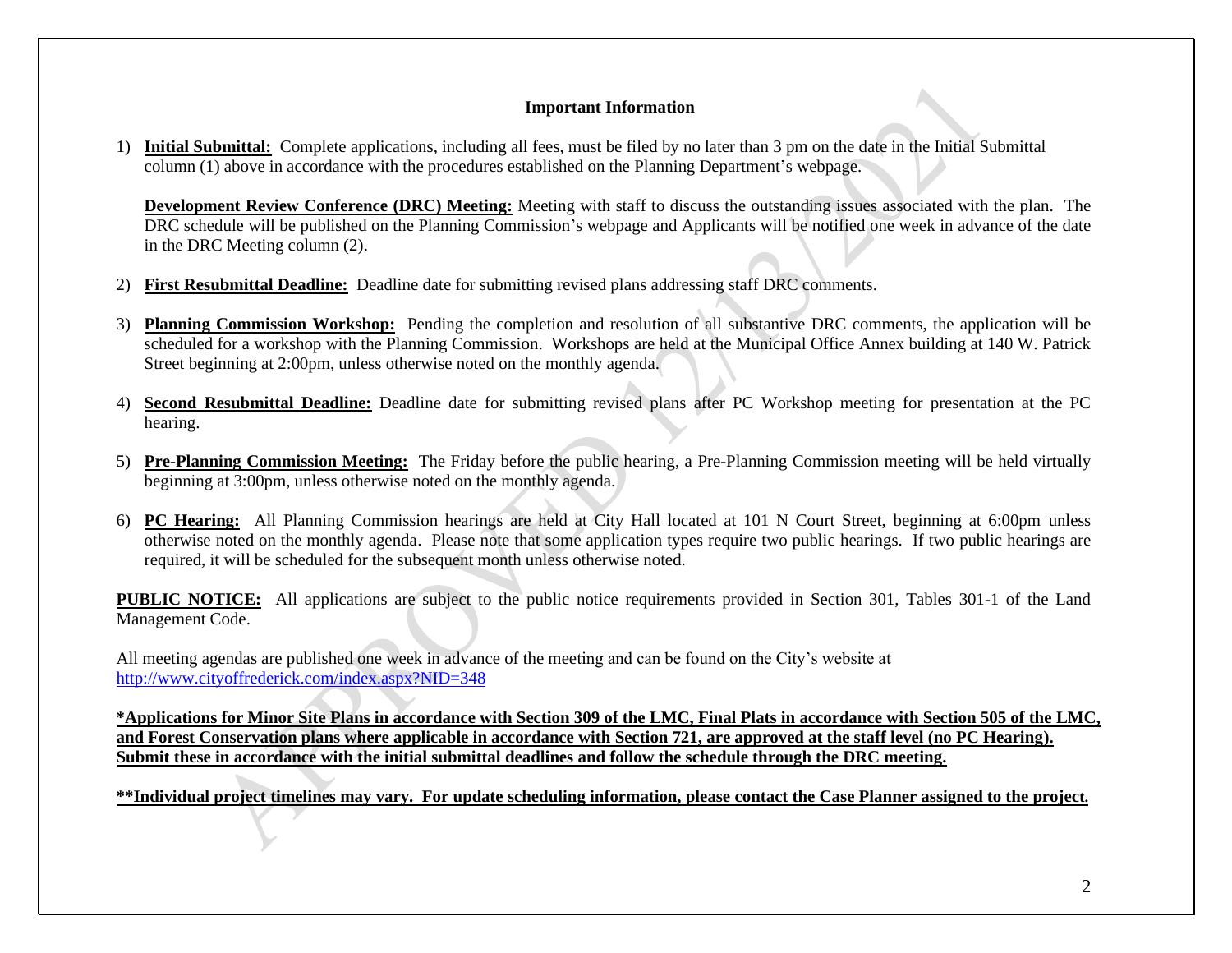## Important Information

1) **Initial Submittal:** Complete applications, including all fees, must be filed by no later than 3 pm on the date in the Initial Submittal column (1) above in accordance with the procedures established on the Planning Department's webpage.

   **Development Review Conference (DRC) Meeting:** Meeting with staff to discuss the outstanding issues associated with the plan. The DRC schedule will be published on the Planning Commission's webpage and Applicants will be notified one week in advance of the date in the DRC Meeting column (2).

2) **First Resubmittal Deadline:** Deadline date for submitting revised plans addressing staff DRC comments.

3) **Planning Commission Workshop:** Pending the completion and resolution of all substantive DRC comments, the application will be scheduled for a workshop with the Planning Commission. Workshops are held at the Municipal Office Annex building at 140 W. Patrick Street beginning at 2:00pm, unless otherwise noted on the monthly agenda.

4) **Second Resubmittal Deadline:** Deadline date for submitting revised plans after PC Workshop meeting for presentation at the PC hearing.

5) **Pre-Planning Commission Meeting:** The Friday before the public hearing, a Pre-Planning Commission meeting will be held virtually beginning at 3:00pm, unless otherwise noted on the monthly agenda.

6) **PC Hearing:** All Planning Commission hearings are held at City Hall located at 101 N Court Street, beginning at 6:00pm unless otherwise noted on the monthly agenda. Please note that some application types require two public hearings. If two public hearings are required, it will be scheduled for the subsequent month unless otherwise noted.

**PUBLIC NOTICE:** All applications are subject to the public notice requirements provided in Section 301, Tables 301-1 of the Land Management Code.

All meeting agendas are published one week in advance of the meeting and can be found on the City's website at http://www.cityoffrederick.com/index.aspx?NID=348

***Applications for Minor Site Plans in accordance with Section 309 of the LMC, Final Plats in accordance with Section 505 of the LMC, and Forest Conservation plans where applicable in accordance with Section 721, are approved at the staff level (no PC Hearing). Submit these in accordance with the initial submittal deadlines and follow the schedule through the DRC meeting.**

****Individual project timelines may vary. For update scheduling information, please contact the Case Planner assigned to the project.**

APPROVED 12/13/2021